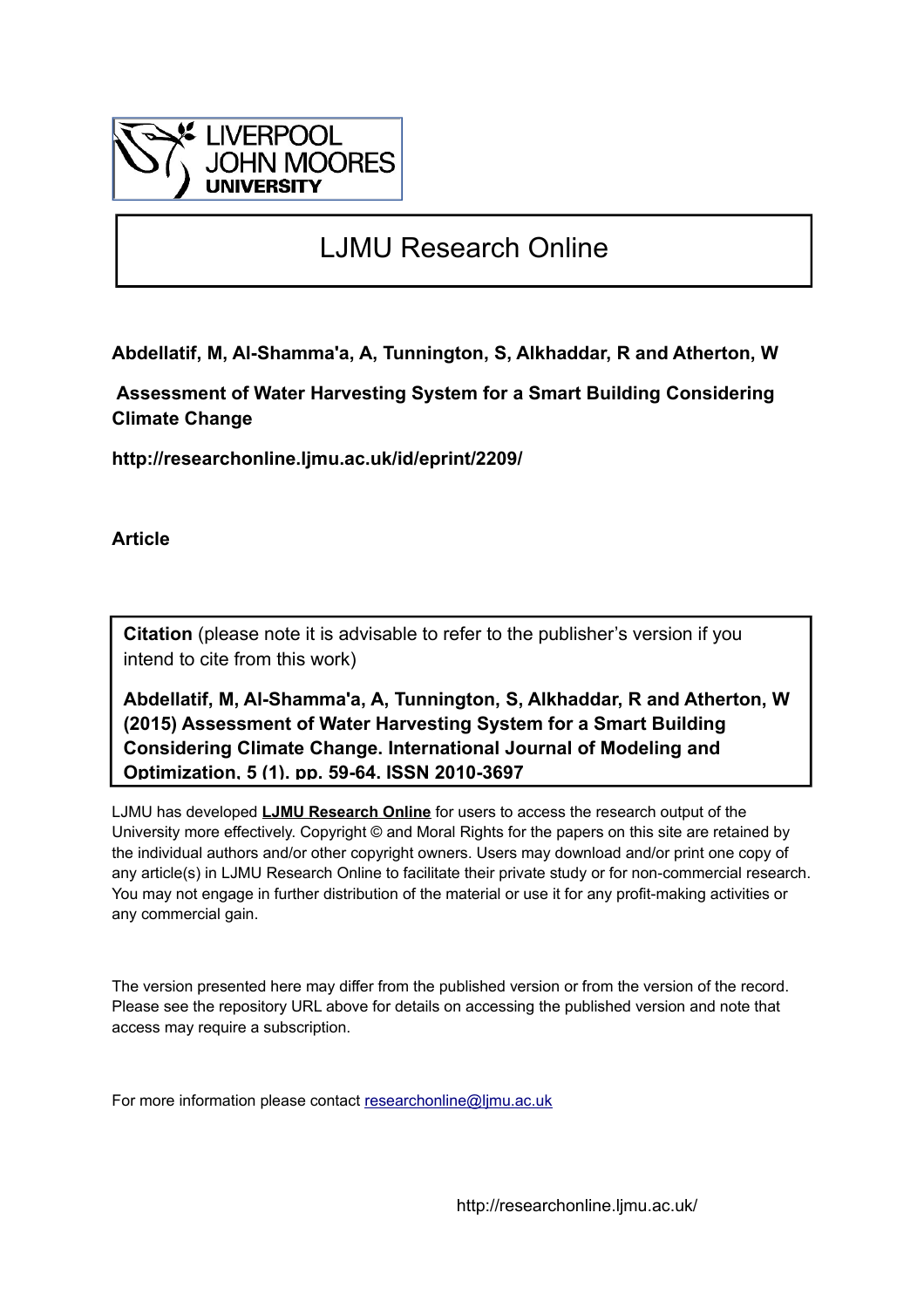LIVERPOOL JOHN MOORES UNIVERSITY

# LJMU Research Online

**Abdellatif, M, Al-Shamma'a, A, Tunnington, S, Alkhaddar, R and Atherton, W**

**Assessment of Water Harvesting System for a Smart Building Considering Climate Change**

**http://researchonline.ljmu.ac.uk/id/eprint/2209/**

**Article**

**Citation** (please note it is advisable to refer to the publisher's version if you intend to cite from this work)

**Abdellatif, M, Al-Shamma'a, A, Tunnington, S, Alkhaddar, R and Atherton, W (2015) Assessment of Water Harvesting System for a Smart Building Considering Climate Change. International Journal of Modeling and Optimization, 5 (1). pp. 59-64. ISSN 2010-3697**

LJMU has developed **LJMU Research Online** for users to access the research output of the University more effectively. Copyright © and Moral Rights for the papers on this site are retained by the individual authors and/or other copyright owners. Users may download and/or print one copy of any article(s) in LJMU Research Online to facilitate their private study or for non-commercial research. You may not engage in further distribution of the material or use it for any profit-making activities or any commercial gain.

The version presented here may differ from the published version or from the version of the record. Please see the repository URL above for details on accessing the published version and note that access may require a subscription.

For more information please contact researchonline@ljmu.ac.uk

http://researchonline.ljmu.ac.uk/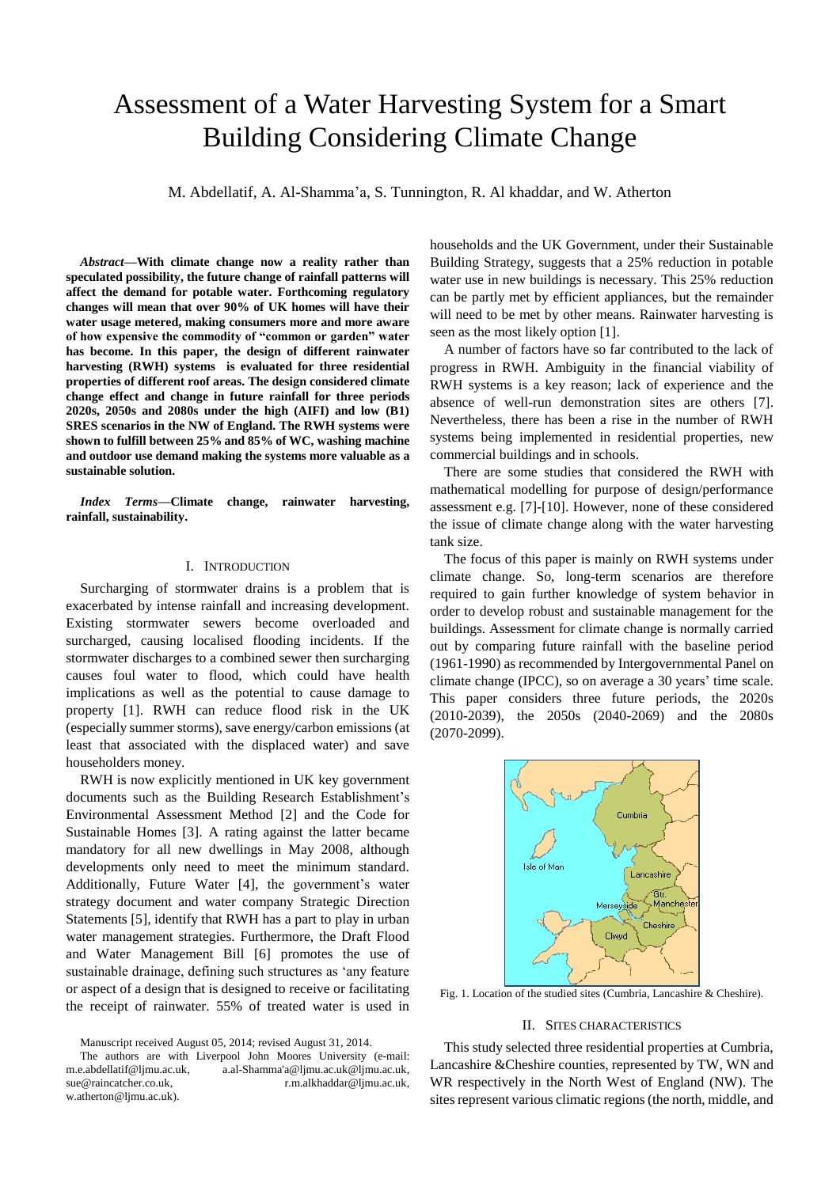# Assessment of a Water Harvesting System for a Smart Building Considering Climate Change

M. Abdellatif, A. Al-Shamma'a, S. Tunnington, R. Al khaddar, and W. Atherton

***Abstract*—With climate change now a reality rather than speculated possibility, the future change of rainfall patterns will affect the demand for potable water. Forthcoming regulatory changes will mean that over 90% of UK homes will have their water usage metered, making consumers more and more aware of how expensive the commodity of "common or garden" water has become. In this paper, the design of different rainwater harvesting (RWH) systems is evaluated for three residential properties of different roof areas. The design considered climate change effect and change in future rainfall for three periods 2020s, 2050s and 2080s under the high (AIFI) and low (B1) SRES scenarios in the NW of England. The RWH systems were shown to fulfill between 25% and 85% of WC, washing machine and outdoor use demand making the systems more valuable as a sustainable solution.**

***Index Terms*—Climate change, rainwater harvesting, rainfall, sustainability.**

## I. Introduction

Surcharging of stormwater drains is a problem that is exacerbated by intense rainfall and increasing development. Existing stormwater sewers become overloaded and surcharged, causing localised flooding incidents. If the stormwater discharges to a combined sewer then surcharging causes foul water to flood, which could have health implications as well as the potential to cause damage to property [1]. RWH can reduce flood risk in the UK (especially summer storms), save energy/carbon emissions (at least that associated with the displaced water) and save householders money.

RWH is now explicitly mentioned in UK key government documents such as the Building Research Establishment's Environmental Assessment Method [2] and the Code for Sustainable Homes [3]. A rating against the latter became mandatory for all new dwellings in May 2008, although developments only need to meet the minimum standard. Additionally, Future Water [4], the government's water strategy document and water company Strategic Direction Statements [5], identify that RWH has a part to play in urban water management strategies. Furthermore, the Draft Flood and Water Management Bill [6] promotes the use of sustainable drainage, defining such structures as 'any feature or aspect of a design that is designed to receive or facilitating the receipt of rainwater. 55% of treated water is used in households and the UK Government, under their Sustainable Building Strategy, suggests that a 25% reduction in potable water use in new buildings is necessary. This 25% reduction can be partly met by efficient appliances, but the remainder will need to be met by other means. Rainwater harvesting is seen as the most likely option [1].

Manuscript received August 05, 2014; revised August 31, 2014.

The authors are with Liverpool John Moores University (e-mail: m.e.abdellatif@ljmu.ac.uk, a.al-Shamma'a@ljmu.ac.uk@ljmu.ac.uk, sue@raincatcher.co.uk, r.m.alkhaddar@ljmu.ac.uk, w.atherton@ljmu.ac.uk).

A number of factors have so far contributed to the lack of progress in RWH. Ambiguity in the financial viability of RWH systems is a key reason; lack of experience and the absence of well-run demonstration sites are others [7]. Nevertheless, there has been a rise in the number of RWH systems being implemented in residential properties, new commercial buildings and in schools.

There are some studies that considered the RWH with mathematical modelling for purpose of design/performance assessment e.g. [7]-[10]. However, none of these considered the issue of climate change along with the water harvesting tank size.

The focus of this paper is mainly on RWH systems under climate change. So, long-term scenarios are therefore required to gain further knowledge of system behavior in order to develop robust and sustainable management for the buildings. Assessment for climate change is normally carried out by comparing future rainfall with the baseline period (1961-1990) as recommended by Intergovernmental Panel on climate change (IPCC), so on average a 30 years' time scale. This paper considers three future periods, the 2020s (2010-2039), the 2050s (2040-2069) and the 2080s (2070-2099).

Fig. 1. Location of the studied sites (Cumbria, Lancashire & Cheshire).

## II. Sites Characteristics

This study selected three residential properties at Cumbria, Lancashire &Cheshire counties, represented by TW, WN and WR respectively in the North West of England (NW). The sites represent various climatic regions (the north, middle, and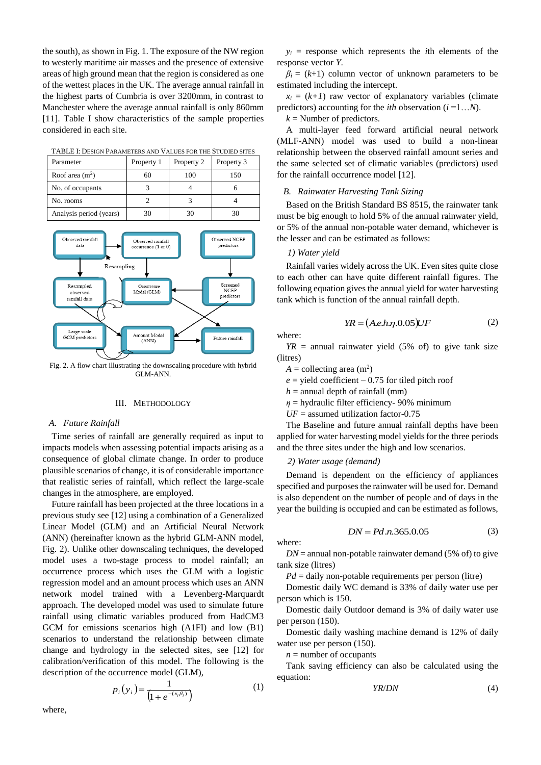the south), as shown in Fig. 1. The exposure of the NW region to westerly maritime air masses and the presence of extensive areas of high ground mean that the region is considered as one of the wettest places in the UK. The average annual rainfall in the highest parts of Cumbria is over 3200mm, in contrast to Manchester where the average annual rainfall is only 860mm [11]. Table I show characteristics of the sample properties considered in each site.

TABLE I: DESIGN PARAMETERS AND VALUES FOR THE STUDIED SITES

| Parameter | Property 1 | Property 2 | Property 3 |
|---|---|---|---|
| Roof area (m$^2$) | 60 | 100 | 150 |
| No. of occupants | 3 | 4 | 6 |
| No. rooms | 2 | 3 | 4 |
| Analysis period (years) | 30 | 30 | 30 |

Fig. 2. A flow chart illustrating the downscaling procedure with hybrid GLM-ANN.

## III. METHODOLOGY

### A. Future Rainfall

Time series of rainfall are generally required as input to impacts models when assessing potential impacts arising as a consequence of global climate change. In order to produce plausible scenarios of change, it is of considerable importance that realistic series of rainfall, which reflect the large-scale changes in the atmosphere, are employed.

Future rainfall has been projected at the three locations in a previous study see [12] using a combination of a Generalized Linear Model (GLM) and an Artificial Neural Network (ANN) (hereinafter known as the hybrid GLM-ANN model, Fig. 2). Unlike other downscaling techniques, the developed model uses a two-stage process to model rainfall; an occurrence process which uses the GLM with a logistic regression model and an amount process which uses an ANN network model trained with a Levenberg-Marquardt approach. The developed model was used to simulate future rainfall using climatic variables produced from HadCM3 GCM for emissions scenarios high (A1FI) and low (B1) scenarios to understand the relationship between climate change and hydrology in the selected sites, see [12] for calibration/verification of this model. The following is the description of the occurrence model (GLM),

$$p_i(y_i) = \frac{1}{\left(1 + e^{-(x_i \beta_i)}\right)} \tag{1}$$

where,

$y_i$ = response which represents the $i$th elements of the response vector $Y$.

$\beta_i$ = ($k$+1) column vector of unknown parameters to be estimated including the intercept.

$x_i$ = ($k+1$) raw vector of explanatory variables (climate predictors) accounting for the $i$th observation ($i$ =1…$N$).

$k$ = Number of predictors.

A multi-layer feed forward artificial neural network (MLF-ANN) model was used to build a non-linear relationship between the observed rainfall amount series and the same selected set of climatic variables (predictors) used for the rainfall occurrence model [12].

### B. Rainwater Harvesting Tank Sizing

Based on the British Standard BS 8515, the rainwater tank must be big enough to hold 5% of the annual rainwater yield, or 5% of the annual non-potable water demand, whichever is the lesser and can be estimated as follows:

#### 1) Water yield

Rainfall varies widely across the UK. Even sites quite close to each other can have quite different rainfall figures. The following equation gives the annual yield for water harvesting tank which is function of the annual rainfall depth.

$$YR = (A.e.h.\eta.0.05)UF \tag{2}$$

where:

$YR$ = annual rainwater yield (5% of) to give tank size (litres)

$A$ = collecting area (m$^2$)

$e$ = yield coefficient – 0.75 for tiled pitch roof

$h$ = annual depth of rainfall (mm)

$\eta$ = hydraulic filter efficiency- 90% minimum

$UF$ = assumed utilization factor-0.75

The Baseline and future annual rainfall depths have been applied for water harvesting model yields for the three periods and the three sites under the high and low scenarios.

#### 2) Water usage (demand)

Demand is dependent on the efficiency of appliances specified and purposes the rainwater will be used for. Demand is also dependent on the number of people and of days in the year the building is occupied and can be estimated as follows,

$$DN = Pd.n.365.0.05 \tag{3}$$

where:

$DN$ = annual non-potable rainwater demand (5% of) to give tank size (litres)

$Pd$ = daily non-potable requirements per person (litre)

Domestic daily WC demand is 33% of daily water use per person which is 150.

Domestic daily Outdoor demand is 3% of daily water use per person (150).

Domestic daily washing machine demand is 12% of daily water use per person (150).

$n$ = number of occupants

Tank saving efficiency can also be calculated using the equation:

$$YR/DN \tag{4}$$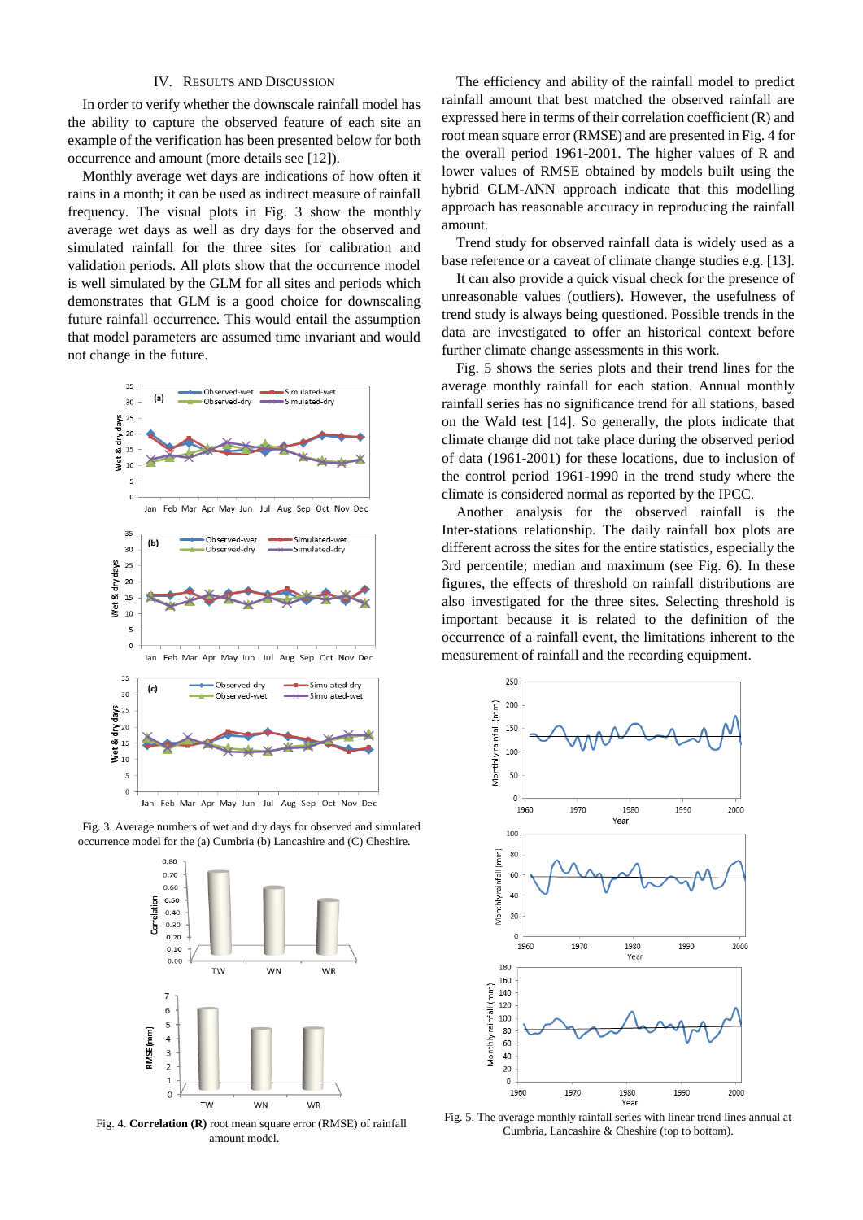## IV. Results and Discussion

In order to verify whether the downscale rainfall model has the ability to capture the observed feature of each site an example of the verification has been presented below for both occurrence and amount (more details see [12]).

Monthly average wet days are indications of how often it rains in a month; it can be used as indirect measure of rainfall frequency. The visual plots in Fig. 3 show the monthly average wet days as well as dry days for the observed and simulated rainfall for the three sites for calibration and validation periods. All plots show that the occurrence model is well simulated by the GLM for all sites and periods which demonstrates that GLM is a good choice for downscaling future rainfall occurrence. This would entail the assumption that model parameters are assumed time invariant and would not change in the future.

Fig. 3. Average numbers of wet and dry days for observed and simulated occurrence model for the (a) Cumbria (b) Lancashire and (C) Cheshire.

Fig. 4. **Correlation (R)** root mean square error (RMSE) of rainfall amount model.

The efficiency and ability of the rainfall model to predict rainfall amount that best matched the observed rainfall are expressed here in terms of their correlation coefficient (R) and root mean square error (RMSE) and are presented in Fig. 4 for the overall period 1961-2001. The higher values of R and lower values of RMSE obtained by models built using the hybrid GLM-ANN approach indicate that this modelling approach has reasonable accuracy in reproducing the rainfall amount.

Trend study for observed rainfall data is widely used as a base reference or a caveat of climate change studies e.g. [13]. It can also provide a quick visual check for the presence of unreasonable values (outliers). However, the usefulness of trend study is always being questioned. Possible trends in the data are investigated to offer an historical context before further climate change assessments in this work.

Fig. 5 shows the series plots and their trend lines for the average monthly rainfall for each station. Annual monthly rainfall series has no significance trend for all stations, based on the Wald test [14]. So generally, the plots indicate that climate change did not take place during the observed period of data (1961-2001) for these locations, due to inclusion of the control period 1961-1990 in the trend study where the climate is considered normal as reported by the IPCC.

Another analysis for the observed rainfall is the Inter-stations relationship. The daily rainfall box plots are different across the sites for the entire statistics, especially the 3rd percentile; median and maximum (see Fig. 6). In these figures, the effects of threshold on rainfall distributions are also investigated for the three sites. Selecting threshold is important because it is related to the definition of the occurrence of a rainfall event, the limitations inherent to the measurement of rainfall and the recording equipment.

Fig. 5. The average monthly rainfall series with linear trend lines annual at Cumbria, Lancashire & Cheshire (top to bottom).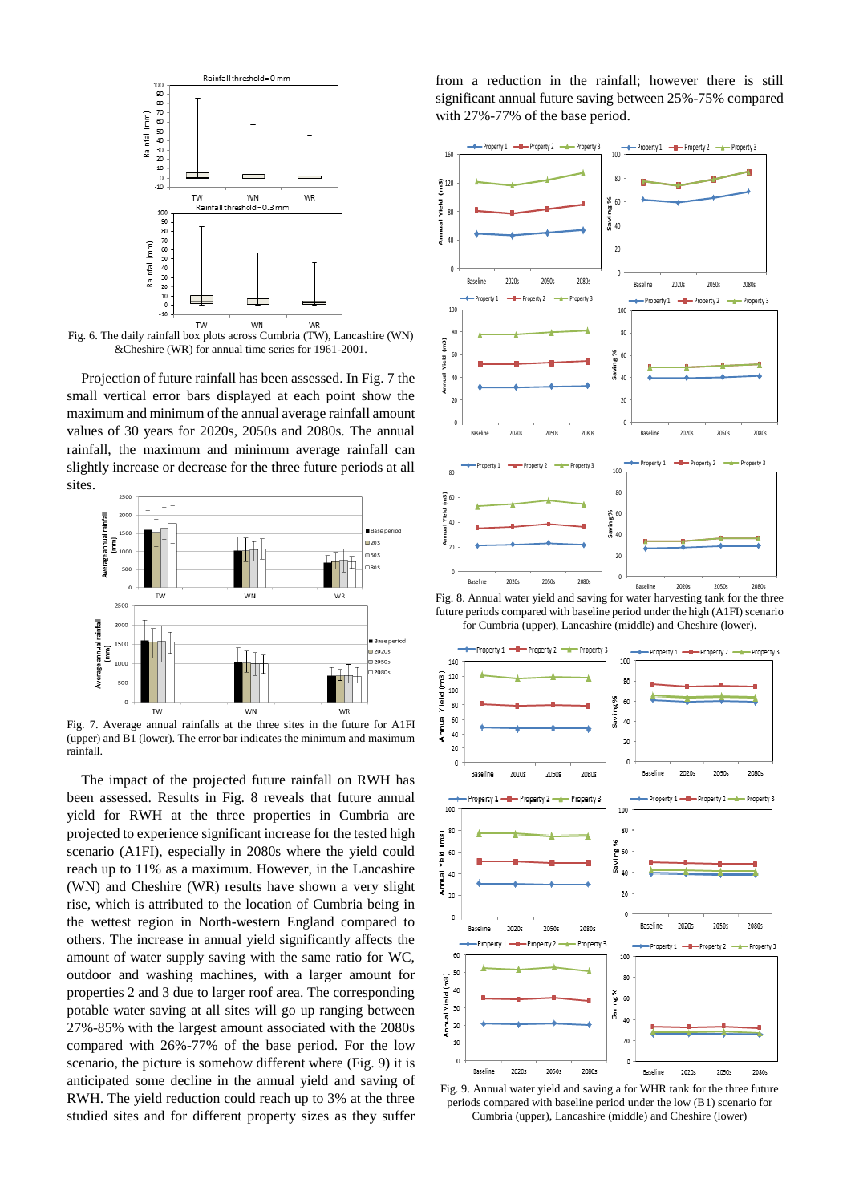Fig. 6. The daily rainfall box plots across Cumbria (TW), Lancashire (WN) &Cheshire (WR) for annual time series for 1961-2001.

Projection of future rainfall has been assessed. In Fig. 7 the small vertical error bars displayed at each point show the maximum and minimum of the annual average rainfall amount values of 30 years for 2020s, 2050s and 2080s. The annual rainfall, the maximum and minimum average rainfall can slightly increase or decrease for the three future periods at all sites.

Fig. 7. Average annual rainfalls at the three sites in the future for A1FI (upper) and B1 (lower). The error bar indicates the minimum and maximum rainfall.

The impact of the projected future rainfall on RWH has been assessed. Results in Fig. 8 reveals that future annual yield for RWH at the three properties in Cumbria are projected to experience significant increase for the tested high scenario (A1FI), especially in 2080s where the yield could reach up to 11% as a maximum. However, in the Lancashire (WN) and Cheshire (WR) results have shown a very slight rise, which is attributed to the location of Cumbria being in the wettest region in North-western England compared to others. The increase in annual yield significantly affects the amount of water supply saving with the same ratio for WC, outdoor and washing machines, with a larger amount for properties 2 and 3 due to larger roof area. The corresponding potable water saving at all sites will go up ranging between 27%-85% with the largest amount associated with the 2080s compared with 26%-77% of the base period. For the low scenario, the picture is somehow different where (Fig. 9) it is anticipated some decline in the annual yield and saving of RWH. The yield reduction could reach up to 3% at the three studied sites and for different property sizes as they suffer from a reduction in the rainfall; however there is still significant annual future saving between 25%-75% compared with 27%-77% of the base period.

Fig. 8. Annual water yield and saving for water harvesting tank for the three future periods compared with baseline period under the high (A1FI) scenario for Cumbria (upper), Lancashire (middle) and Cheshire (lower).

Fig. 9. Annual water yield and saving a for WHR tank for the three future periods compared with baseline period under the low (B1) scenario for Cumbria (upper), Lancashire (middle) and Cheshire (lower)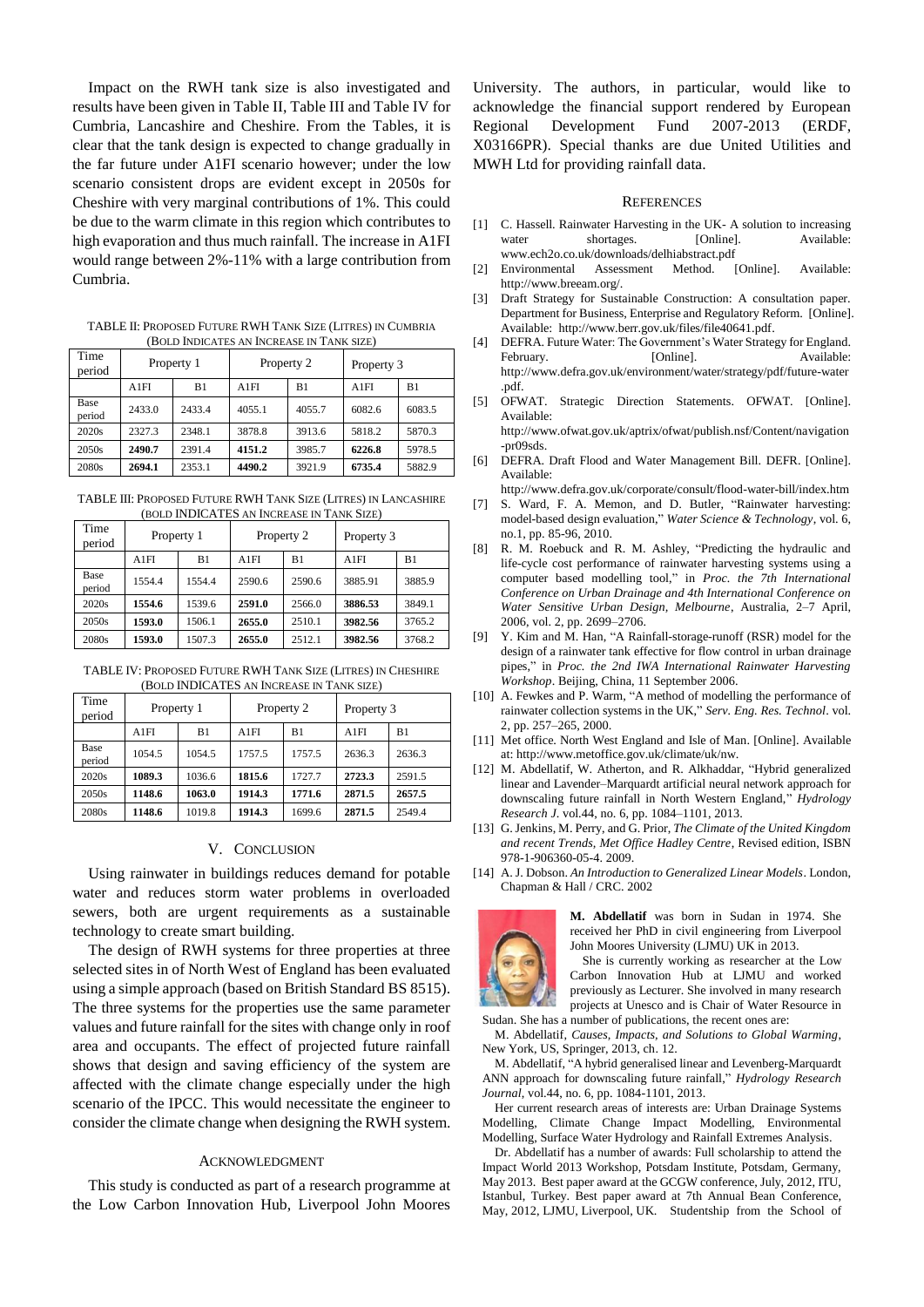Impact on the RWH tank size is also investigated and results have been given in Table II, Table III and Table IV for Cumbria, Lancashire and Cheshire. From the Tables, it is clear that the tank design is expected to change gradually in the far future under A1FI scenario however; under the low scenario consistent drops are evident except in 2050s for Cheshire with very marginal contributions of 1%. This could be due to the warm climate in this region which contributes to high evaporation and thus much rainfall. The increase in A1FI would range between 2%-11% with a large contribution from Cumbria.

TABLE II: PROPOSED FUTURE RWH TANK SIZE (LITRES) IN CUMBRIA (BOLD INDICATES AN INCREASE IN TANK SIZE)

| Time period | Property 1 | | Property 2 | | Property 3 | |
|---|---|---|---|---|---|---|
| | A1FI | B1 | A1FI | B1 | A1FI | B1 |
| Base period | 2433.0 | 2433.4 | 4055.1 | 4055.7 | 6082.6 | 6083.5 |
| 2020s | 2327.3 | 2348.1 | 3878.8 | 3913.6 | 5818.2 | 5870.3 |
| 2050s | **2490.7** | 2391.4 | **4151.2** | 3985.7 | **6226.8** | 5978.5 |
| 2080s | **2694.1** | 2353.1 | **4490.2** | 3921.9 | **6735.4** | 5882.9 |

TABLE III: PROPOSED FUTURE RWH TANK SIZE (LITRES) IN LANCASHIRE (BOLD INDICATES AN INCREASE IN TANK SIZE)

| Time period | Property 1 | | Property 2 | | Property 3 | |
|---|---|---|---|---|---|---|
| | A1FI | B1 | A1FI | B1 | A1FI | B1 |
| Base period | 1554.4 | 1554.4 | 2590.6 | 2590.6 | 3885.91 | 3885.9 |
| 2020s | **1554.6** | 1539.6 | **2591.0** | 2566.0 | **3886.53** | 3849.1 |
| 2050s | **1593.0** | 1506.1 | **2655.0** | 2510.1 | **3982.56** | 3765.2 |
| 2080s | **1593.0** | 1507.3 | **2655.0** | 2512.1 | **3982.56** | 3768.2 |

TABLE IV: PROPOSED FUTURE RWH TANK SIZE (LITRES) IN CHESHIRE (BOLD INDICATES AN INCREASE IN TANK SIZE)

| Time period | Property 1 | | Property 2 | | Property 3 | |
|---|---|---|---|---|---|---|
| | A1FI | B1 | A1FI | B1 | A1FI | B1 |
| Base period | 1054.5 | 1054.5 | 1757.5 | 1757.5 | 2636.3 | 2636.3 |
| 2020s | **1089.3** | 1036.6 | **1815.6** | 1727.7 | **2723.3** | 2591.5 |
| 2050s | **1148.6** | **1063.0** | **1914.3** | **1771.6** | **2871.5** | **2657.5** |
| 2080s | **1148.6** | 1019.8 | **1914.3** | 1699.6 | **2871.5** | 2549.4 |

## V. CONCLUSION

Using rainwater in buildings reduces demand for potable water and reduces storm water problems in overloaded sewers, both are urgent requirements as a sustainable technology to create smart building.

The design of RWH systems for three properties at three selected sites in of North West of England has been evaluated using a simple approach (based on British Standard BS 8515). The three systems for the properties use the same parameter values and future rainfall for the sites with change only in roof area and occupants. The effect of projected future rainfall shows that design and saving efficiency of the system are affected with the climate change especially under the high scenario of the IPCC. This would necessitate the engineer to consider the climate change when designing the RWH system.

## ACKNOWLEDGMENT

This study is conducted as part of a research programme at the Low Carbon Innovation Hub, Liverpool John Moores University. The authors, in particular, would like to acknowledge the financial support rendered by European Regional Development Fund 2007-2013 (ERDF, X03166PR). Special thanks are due United Utilities and MWH Ltd for providing rainfall data.

## REFERENCES

[1] C. Hassell. Rainwater Harvesting in the UK- A solution to increasing water shortages. [Online]. Available: www.ech2o.co.uk/downloads/delhiabstract.pdf

[2] Environmental Assessment Method. [Online]. Available: http://www.breeam.org/.

[3] Draft Strategy for Sustainable Construction: A consultation paper. Department for Business, Enterprise and Regulatory Reform. [Online]. Available: http://www.berr.gov.uk/files/file40641.pdf.

[4] DEFRA. Future Water: The Government's Water Strategy for England. February. [Online]. Available: http://www.defra.gov.uk/environment/water/strategy/pdf/future-water.pdf.

[5] OFWAT. Strategic Direction Statements. OFWAT. [Online]. Available: http://www.ofwat.gov.uk/aptrix/ofwat/publish.nsf/Content/navigation-pr09sds.

[6] DEFRA. Draft Flood and Water Management Bill. DEFR. [Online]. Available: http://www.defra.gov.uk/corporate/consult/flood-water-bill/index.htm

[7] S. Ward, F. A. Memon, and D. Butler, "Rainwater harvesting: model-based design evaluation," *Water Science & Technology*, vol. 6, no.1, pp. 85-96, 2010.

[8] R. M. Roebuck and R. M. Ashley, "Predicting the hydraulic and life-cycle cost performance of rainwater harvesting systems using a computer based modelling tool," in *Proc. the 7th International Conference on Urban Drainage and 4th International Conference on Water Sensitive Urban Design, Melbourne*, Australia, 2–7 April, 2006, vol. 2, pp. 2699–2706.

[9] Y. Kim and M. Han, "A Rainfall-storage-runoff (RSR) model for the design of a rainwater tank effective for flow control in urban drainage pipes," in *Proc. the 2nd IWA International Rainwater Harvesting Workshop*. Beijing, China, 11 September 2006.

[10] A. Fewkes and P. Warm, "A method of modelling the performance of rainwater collection systems in the UK," *Serv. Eng. Res. Technol*. vol. 2, pp. 257–265, 2000.

[11] Met office. North West England and Isle of Man. [Online]. Available at: http://www.metoffice.gov.uk/climate/uk/nw.

[12] M. Abdellatif, W. Atherton, and R. Alkhaddar, "Hybrid generalized linear and Lavender–Marquardt artificial neural network approach for downscaling future rainfall in North Western England," *Hydrology Research J*. vol.44, no. 6, pp. 1084–1101, 2013.

[13] G. Jenkins, M. Perry, and G. Prior, *The Climate of the United Kingdom and recent Trends, Met Office Hadley Centre*, Revised edition, ISBN 978-1-906360-05-4. 2009.

[14] A. J. Dobson. *An Introduction to Generalized Linear Models*. London, Chapman & Hall / CRC. 2002

**M. Abdellatif** was born in Sudan in 1974. She received her PhD in civil engineering from Liverpool John Moores University (LJMU) UK in 2013.

She is currently working as researcher at the Low Carbon Innovation Hub at LJMU and worked previously as Lecturer. She involved in many research projects at Unesco and is Chair of Water Resource in Sudan. She has a number of publications, the recent ones are:

M. Abdellatif, *Causes, Impacts, and Solutions to Global Warming*, New York, US, Springer, 2013, ch. 12.

M. Abdellatif, "A hybrid generalised linear and Levenberg-Marquardt ANN approach for downscaling future rainfall," *Hydrology Research Journal*, vol.44, no. 6, pp. 1084-1101, 2013.

Her current research areas of interests are: Urban Drainage Systems Modelling, Climate Change Impact Modelling, Environmental Modelling, Surface Water Hydrology and Rainfall Extremes Analysis.

Dr. Abdellatif has a number of awards: Full scholarship to attend the Impact World 2013 Workshop, Potsdam Institute, Potsdam, Germany, May 2013. Best paper award at the GCGW conference, July, 2012, ITU, Istanbul, Turkey. Best paper award at 7th Annual Bean Conference, May, 2012, LJMU, Liverpool, UK. Studentship from the School of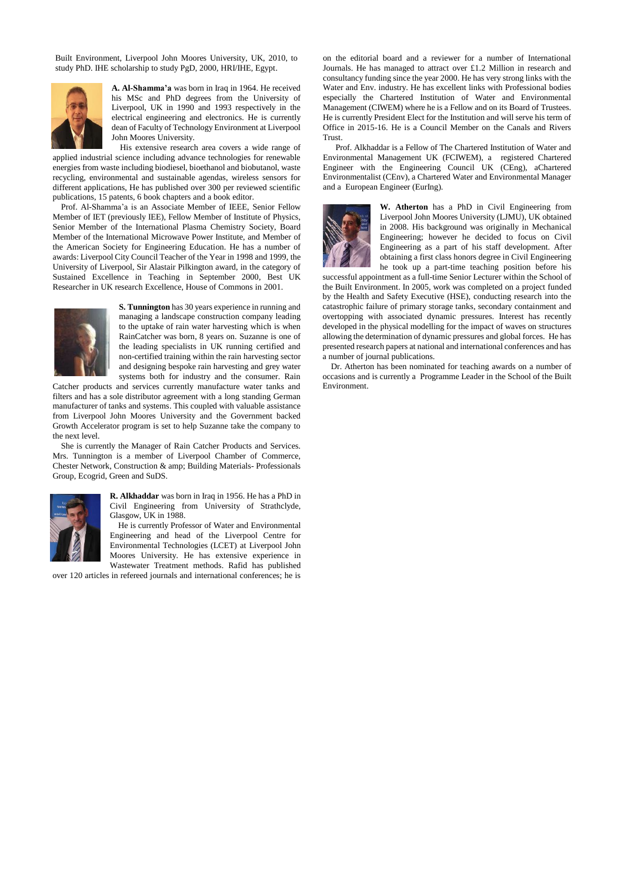Built Environment, Liverpool John Moores University, UK, 2010, to study PhD. IHE scholarship to study PgD, 2000, HRI/IHE, Egypt.

**A. Al-Shamma'a** was born in Iraq in 1964. He received his MSc and PhD degrees from the University of Liverpool, UK in 1990 and 1993 respectively in the electrical engineering and electronics. He is currently dean of Faculty of Technology Environment at Liverpool John Moores University.

His extensive research area covers a wide range of applied industrial science including advance technologies for renewable energies from waste including biodiesel, bioethanol and biobutanol, waste recycling, environmental and sustainable agendas, wireless sensors for different applications, He has published over 300 per reviewed scientific publications, 15 patents, 6 book chapters and a book editor.

Prof. Al-Shamma'a is an Associate Member of IEEE, Senior Fellow Member of IET (previously IEE), Fellow Member of Institute of Physics, Senior Member of the International Plasma Chemistry Society, Board Member of the International Microwave Power Institute, and Member of the American Society for Engineering Education. He has a number of awards: Liverpool City Council Teacher of the Year in 1998 and 1999, the University of Liverpool, Sir Alastair Pilkington award, in the category of Sustained Excellence in Teaching in September 2000, Best UK Researcher in UK research Excellence, House of Commons in 2001.

**S. Tunnington** has 30 years experience in running and managing a landscape construction company leading to the uptake of rain water harvesting which is when RainCatcher was born, 8 years on. Suzanne is one of the leading specialists in UK running certified and non-certified training within the rain harvesting sector and designing bespoke rain harvesting and grey water systems both for industry and the consumer. Rain Catcher products and services currently manufacture water tanks and filters and has a sole distributor agreement with a long standing German manufacturer of tanks and systems. This coupled with valuable assistance from Liverpool John Moores University and the Government backed Growth Accelerator program is set to help Suzanne take the company to the next level.

She is currently the Manager of Rain Catcher Products and Services. Mrs. Tunnington is a member of Liverpool Chamber of Commerce, Chester Network, Construction & amp; Building Materials- Professionals Group, Ecogrid, Green and SuDS.

**R. Alkhaddar** was born in Iraq in 1956. He has a PhD in Civil Engineering from University of Strathclyde, Glasgow, UK in 1988.

He is currently Professor of Water and Environmental Engineering and head of the Liverpool Centre for Environmental Technologies (LCET) at Liverpool John Moores University. He has extensive experience in Wastewater Treatment methods. Rafid has published over 120 articles in refereed journals and international conferences; he is on the editorial board and a reviewer for a number of International Journals. He has managed to attract over £1.2 Million in research and consultancy funding since the year 2000. He has very strong links with the Water and Env. industry. He has excellent links with Professional bodies especially the Chartered Institution of Water and Environmental Management (CIWEM) where he is a Fellow and on its Board of Trustees. He is currently President Elect for the Institution and will serve his term of Office in 2015-16. He is a Council Member on the Canals and Rivers Trust.

Prof. Alkhaddar is a Fellow of The Chartered Institution of Water and Environmental Management UK (FCIWEM), a registered Chartered Engineer with the Engineering Council UK (CEng), aChartered Environmentalist (CEnv), a Chartered Water and Environmental Manager and a European Engineer (EurIng).

**W. Atherton** has a PhD in Civil Engineering from Liverpool John Moores University (LJMU), UK obtained in 2008. His background was originally in Mechanical Engineering; however he decided to focus on Civil Engineering as a part of his staff development. After obtaining a first class honors degree in Civil Engineering he took up a part-time teaching position before his successful appointment as a full-time Senior Lecturer within the School of the Built Environment. In 2005, work was completed on a project funded by the Health and Safety Executive (HSE), conducting research into the catastrophic failure of primary storage tanks, secondary containment and overtopping with associated dynamic pressures. Interest has recently developed in the physical modelling for the impact of waves on structures allowing the determination of dynamic pressures and global forces. He has presented research papers at national and international conferences and has a number of journal publications.

Dr. Atherton has been nominated for teaching awards on a number of occasions and is currently a Programme Leader in the School of the Built Environment.